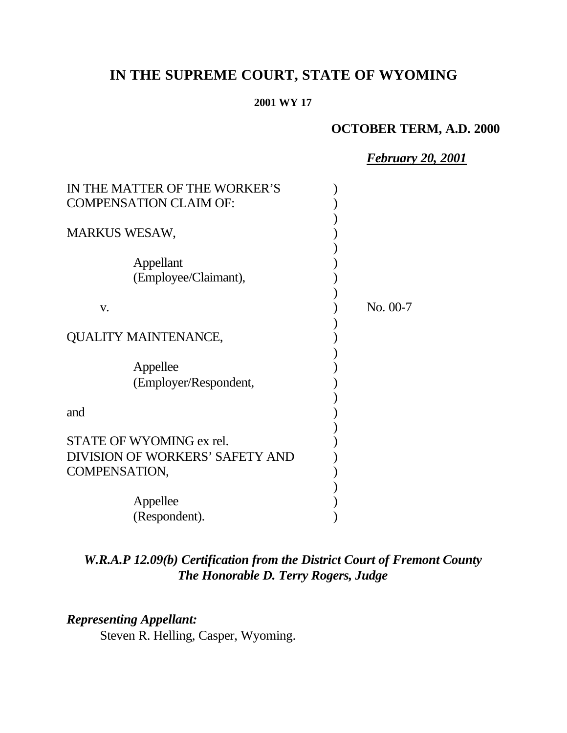# IN THE SUPREME COURT, STATE OF WYOMING

**2001 WY 17**

**OCTOBER TERM, A.D. 2000**

***February 20, 2001***

| | | |
|---|---|---|
| IN THE MATTER OF THE WORKER'S COMPENSATION CLAIM OF: | ) | |
| MARKUS WESAW, | ) | |
| Appellant (Employee/Claimant), | ) | |
| v. | ) | No. 00-7 |
| QUALITY MAINTENANCE, | ) | |
| Appellee (Employer/Respondent, | ) | |
| and | ) | |
| STATE OF WYOMING ex rel. DIVISION OF WORKERS' SAFETY AND COMPENSATION, | ) | |
| Appellee (Respondent). | ) | |

***W.R.A.P 12.09(b) Certification from the District Court of Fremont County***
***The Honorable D. Terry Rogers, Judge***

***Representing Appellant:***
Steven R. Helling, Casper, Wyoming.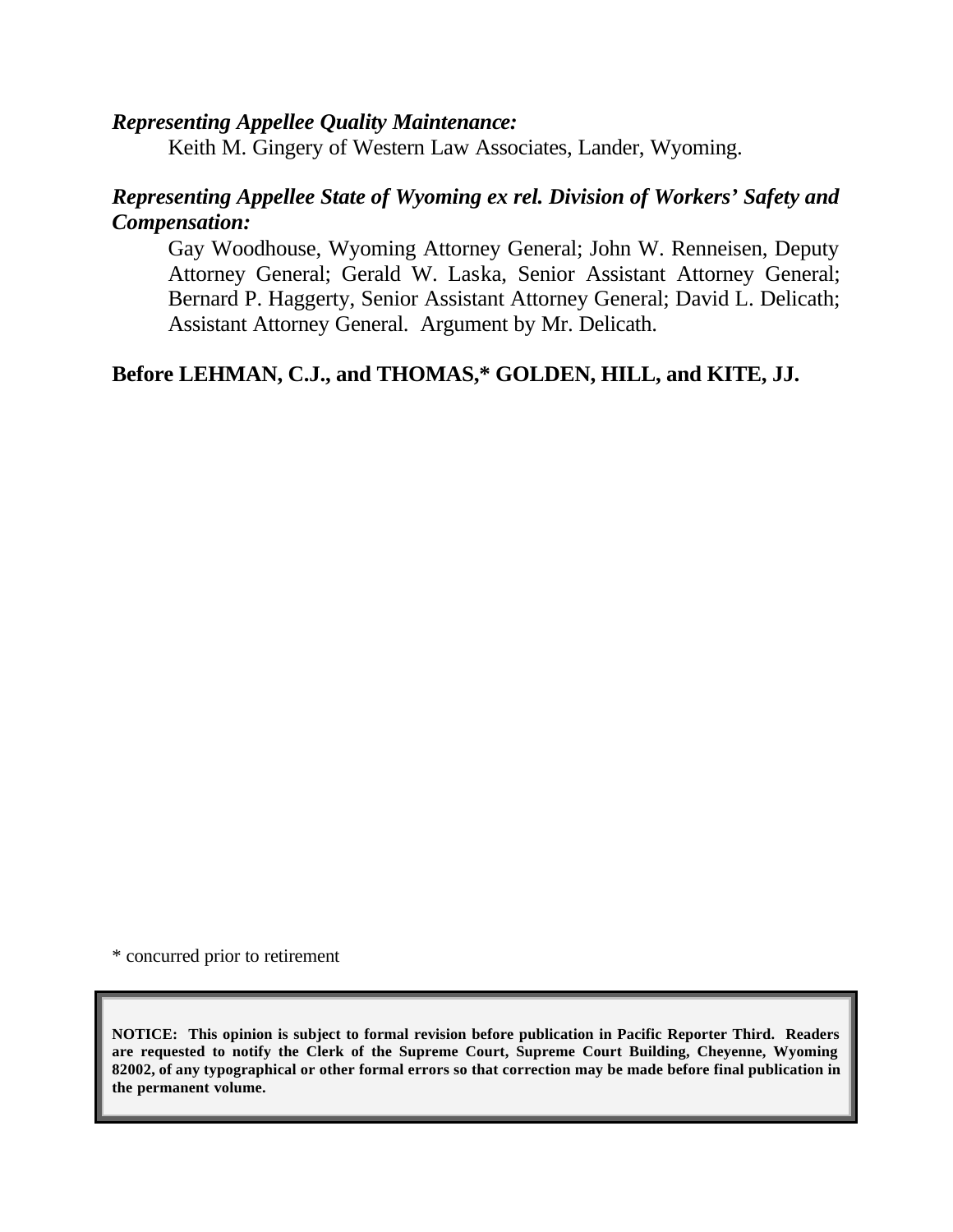***Representing Appellee Quality Maintenance:***

Keith M. Gingery of Western Law Associates, Lander, Wyoming.

***Representing Appellee State of Wyoming ex rel. Division of Workers' Safety and Compensation:***

Gay Woodhouse, Wyoming Attorney General; John W. Renneisen, Deputy Attorney General; Gerald W. Laska, Senior Assistant Attorney General; Bernard P. Haggerty, Senior Assistant Attorney General; David L. Delicath; Assistant Attorney General. Argument by Mr. Delicath.

**Before LEHMAN, C.J., and THOMAS,* GOLDEN, HILL, and KITE, JJ.**

* concurred prior to retirement

**NOTICE: This opinion is subject to formal revision before publication in Pacific Reporter Third. Readers are requested to notify the Clerk of the Supreme Court, Supreme Court Building, Cheyenne, Wyoming 82002, of any typographical or other formal errors so that correction may be made before final publication in the permanent volume.**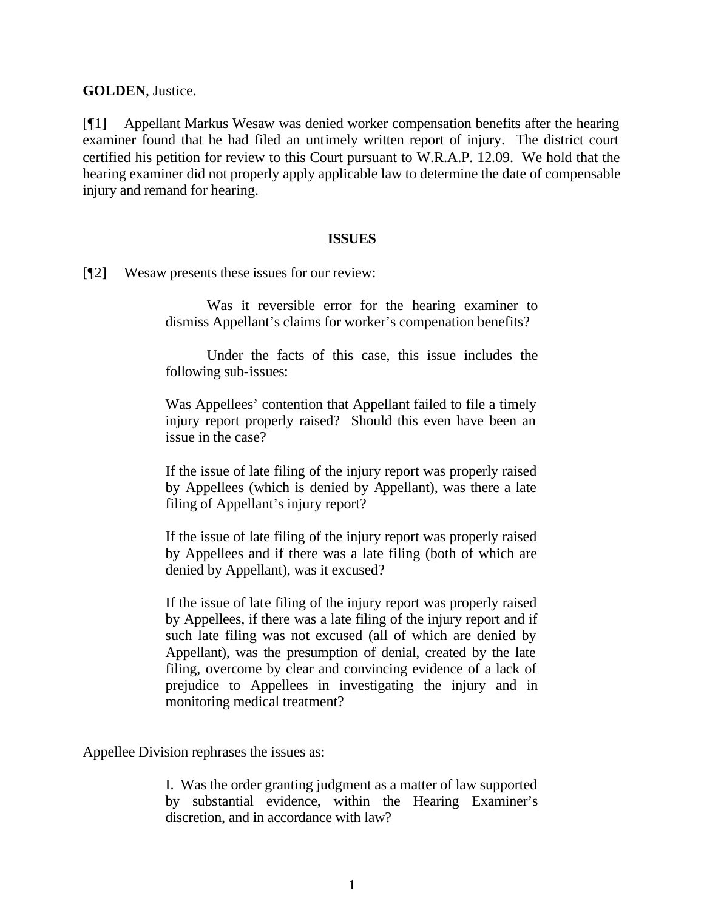**GOLDEN**, Justice.

[¶1] Appellant Markus Wesaw was denied worker compensation benefits after the hearing examiner found that he had filed an untimely written report of injury. The district court certified his petition for review to this Court pursuant to W.R.A.P. 12.09. We hold that the hearing examiner did not properly apply applicable law to determine the date of compensable injury and remand for hearing.

## ISSUES

[¶2] Wesaw presents these issues for our review:

> Was it reversible error for the hearing examiner to dismiss Appellant's claims for worker's compenation benefits?
>
> Under the facts of this case, this issue includes the following sub-issues:
>
> Was Appellees' contention that Appellant failed to file a timely injury report properly raised? Should this even have been an issue in the case?
>
> If the issue of late filing of the injury report was properly raised by Appellees (which is denied by Appellant), was there a late filing of Appellant's injury report?
>
> If the issue of late filing of the injury report was properly raised by Appellees and if there was a late filing (both of which are denied by Appellant), was it excused?
>
> If the issue of late filing of the injury report was properly raised by Appellees, if there was a late filing of the injury report and if such late filing was not excused (all of which are denied by Appellant), was the presumption of denial, created by the late filing, overcome by clear and convincing evidence of a lack of prejudice to Appellees in investigating the injury and in monitoring medical treatment?

Appellee Division rephrases the issues as:

> I. Was the order granting judgment as a matter of law supported by substantial evidence, within the Hearing Examiner's discretion, and in accordance with law?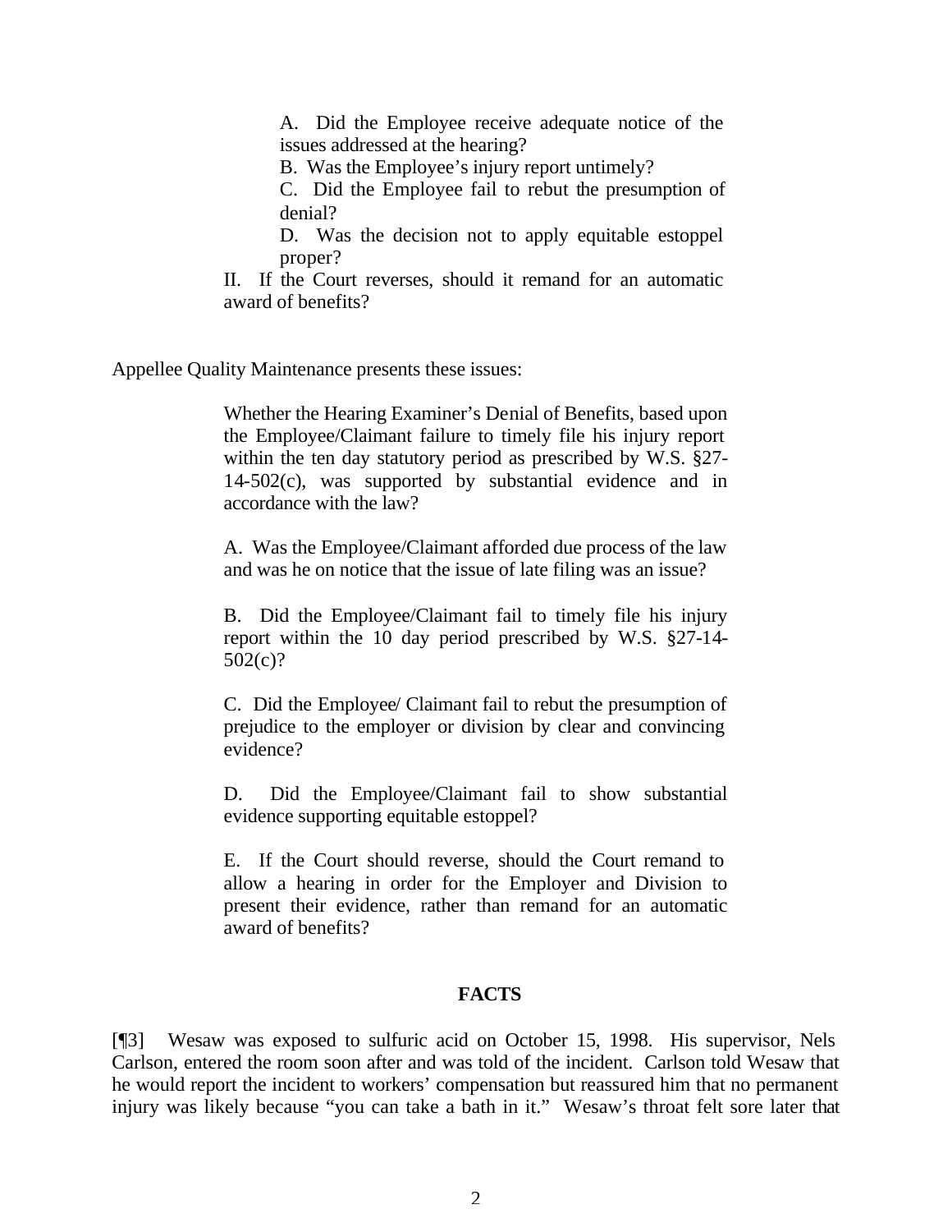> A. Did the Employee receive adequate notice of the issues addressed at the hearing?
>
> B. Was the Employee's injury report untimely?
>
> C. Did the Employee fail to rebut the presumption of denial?
>
> D. Was the decision not to apply equitable estoppel proper?
>
> II. If the Court reverses, should it remand for an automatic award of benefits?

Appellee Quality Maintenance presents these issues:

> Whether the Hearing Examiner's Denial of Benefits, based upon the Employee/Claimant failure to timely file his injury report within the ten day statutory period as prescribed by W.S. §27-14-502(c), was supported by substantial evidence and in accordance with the law?
>
> A. Was the Employee/Claimant afforded due process of the law and was he on notice that the issue of late filing was an issue?
>
> B. Did the Employee/Claimant fail to timely file his injury report within the 10 day period prescribed by W.S. §27-14-502(c)?
>
> C. Did the Employee/ Claimant fail to rebut the presumption of prejudice to the employer or division by clear and convincing evidence?
>
> D. Did the Employee/Claimant fail to show substantial evidence supporting equitable estoppel?
>
> E. If the Court should reverse, should the Court remand to allow a hearing in order for the Employer and Division to present their evidence, rather than remand for an automatic award of benefits?

## FACTS

[¶3] Wesaw was exposed to sulfuric acid on October 15, 1998. His supervisor, Nels Carlson, entered the room soon after and was told of the incident. Carlson told Wesaw that he would report the incident to workers' compensation but reassured him that no permanent injury was likely because "you can take a bath in it." Wesaw's throat felt sore later that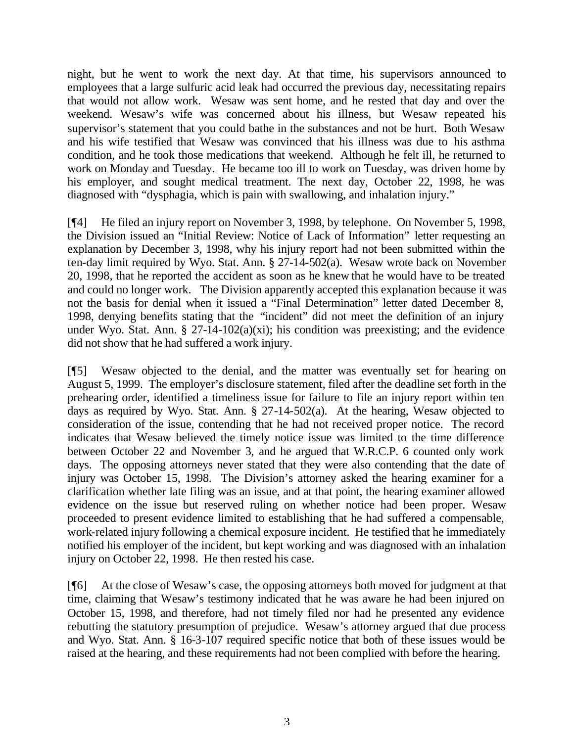night, but he went to work the next day. At that time, his supervisors announced to employees that a large sulfuric acid leak had occurred the previous day, necessitating repairs that would not allow work. Wesaw was sent home, and he rested that day and over the weekend. Wesaw's wife was concerned about his illness, but Wesaw repeated his supervisor's statement that you could bathe in the substances and not be hurt. Both Wesaw and his wife testified that Wesaw was convinced that his illness was due to his asthma condition, and he took those medications that weekend. Although he felt ill, he returned to work on Monday and Tuesday. He became too ill to work on Tuesday, was driven home by his employer, and sought medical treatment. The next day, October 22, 1998, he was diagnosed with "dysphagia, which is pain with swallowing, and inhalation injury."

[¶4] He filed an injury report on November 3, 1998, by telephone. On November 5, 1998, the Division issued an "Initial Review: Notice of Lack of Information" letter requesting an explanation by December 3, 1998, why his injury report had not been submitted within the ten-day limit required by Wyo. Stat. Ann. § 27-14-502(a). Wesaw wrote back on November 20, 1998, that he reported the accident as soon as he knew that he would have to be treated and could no longer work. The Division apparently accepted this explanation because it was not the basis for denial when it issued a "Final Determination" letter dated December 8, 1998, denying benefits stating that the "incident" did not meet the definition of an injury under Wyo. Stat. Ann. § 27-14-102(a)(xi); his condition was preexisting; and the evidence did not show that he had suffered a work injury.

[¶5] Wesaw objected to the denial, and the matter was eventually set for hearing on August 5, 1999. The employer's disclosure statement, filed after the deadline set forth in the prehearing order, identified a timeliness issue for failure to file an injury report within ten days as required by Wyo. Stat. Ann. § 27-14-502(a). At the hearing, Wesaw objected to consideration of the issue, contending that he had not received proper notice. The record indicates that Wesaw believed the timely notice issue was limited to the time difference between October 22 and November 3, and he argued that W.R.C.P. 6 counted only work days. The opposing attorneys never stated that they were also contending that the date of injury was October 15, 1998. The Division's attorney asked the hearing examiner for a clarification whether late filing was an issue, and at that point, the hearing examiner allowed evidence on the issue but reserved ruling on whether notice had been proper. Wesaw proceeded to present evidence limited to establishing that he had suffered a compensable, work-related injury following a chemical exposure incident. He testified that he immediately notified his employer of the incident, but kept working and was diagnosed with an inhalation injury on October 22, 1998. He then rested his case.

[¶6] At the close of Wesaw's case, the opposing attorneys both moved for judgment at that time, claiming that Wesaw's testimony indicated that he was aware he had been injured on October 15, 1998, and therefore, had not timely filed nor had he presented any evidence rebutting the statutory presumption of prejudice. Wesaw's attorney argued that due process and Wyo. Stat. Ann. § 16-3-107 required specific notice that both of these issues would be raised at the hearing, and these requirements had not been complied with before the hearing.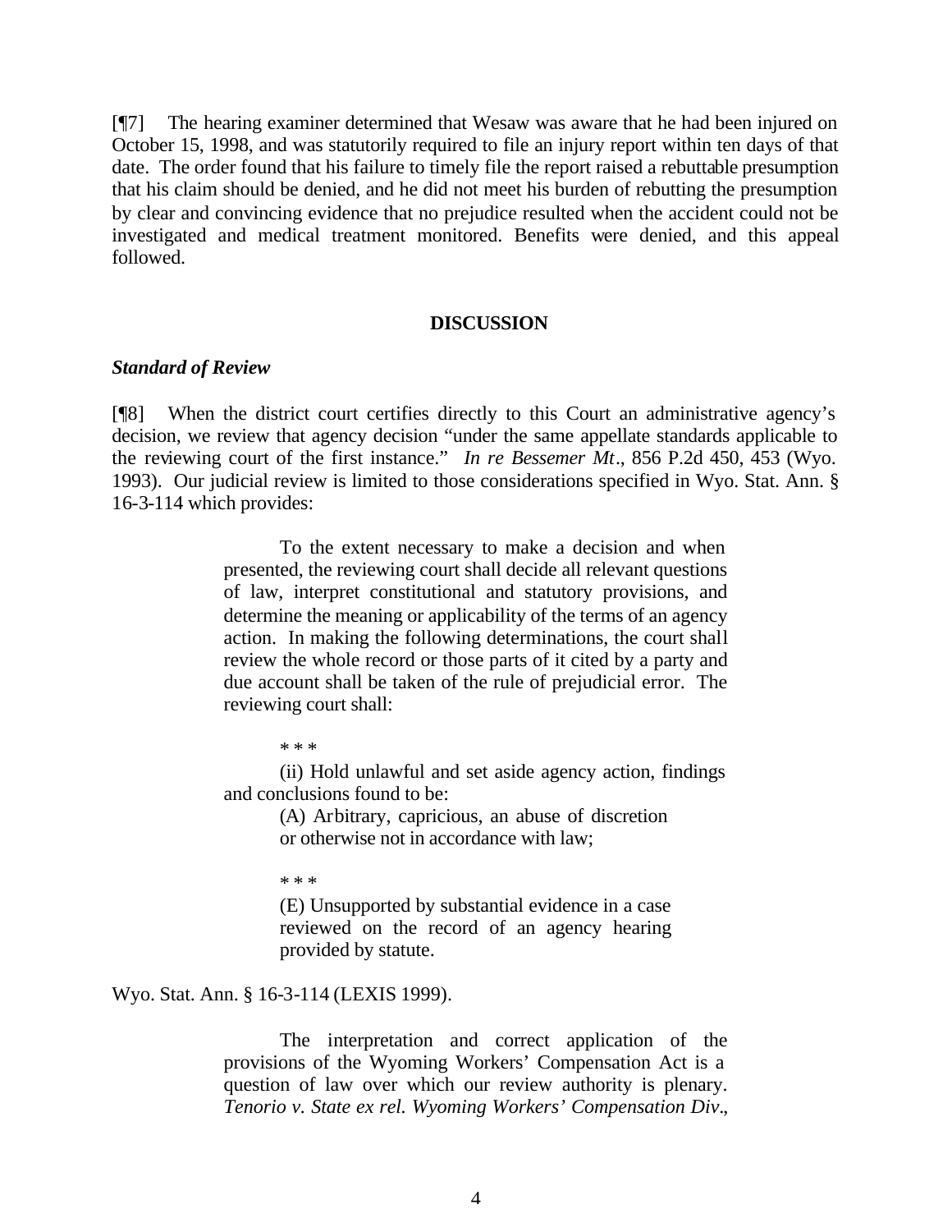[¶7] The hearing examiner determined that Wesaw was aware that he had been injured on October 15, 1998, and was statutorily required to file an injury report within ten days of that date. The order found that his failure to timely file the report raised a rebuttable presumption that his claim should be denied, and he did not meet his burden of rebutting the presumption by clear and convincing evidence that no prejudice resulted when the accident could not be investigated and medical treatment monitored. Benefits were denied, and this appeal followed.

## DISCUSSION

### *Standard of Review*

[¶8] When the district court certifies directly to this Court an administrative agency's decision, we review that agency decision "under the same appellate standards applicable to the reviewing court of the first instance." *In re Bessemer Mt*., 856 P.2d 450, 453 (Wyo. 1993). Our judicial review is limited to those considerations specified in Wyo. Stat. Ann. § 16-3-114 which provides:

> To the extent necessary to make a decision and when presented, the reviewing court shall decide all relevant questions of law, interpret constitutional and statutory provisions, and determine the meaning or applicability of the terms of an agency action. In making the following determinations, the court shall review the whole record or those parts of it cited by a party and due account shall be taken of the rule of prejudicial error. The reviewing court shall:
>
> \* \* \*
>
> (ii) Hold unlawful and set aside agency action, findings and conclusions found to be:
>
> (A) Arbitrary, capricious, an abuse of discretion or otherwise not in accordance with law;
>
> \* \* \*
>
> (E) Unsupported by substantial evidence in a case reviewed on the record of an agency hearing provided by statute.

Wyo. Stat. Ann. § 16-3-114 (LEXIS 1999).

> The interpretation and correct application of the provisions of the Wyoming Workers' Compensation Act is a question of law over which our review authority is plenary. *Tenorio v. State ex rel. Wyoming Workers' Compensation Div*.,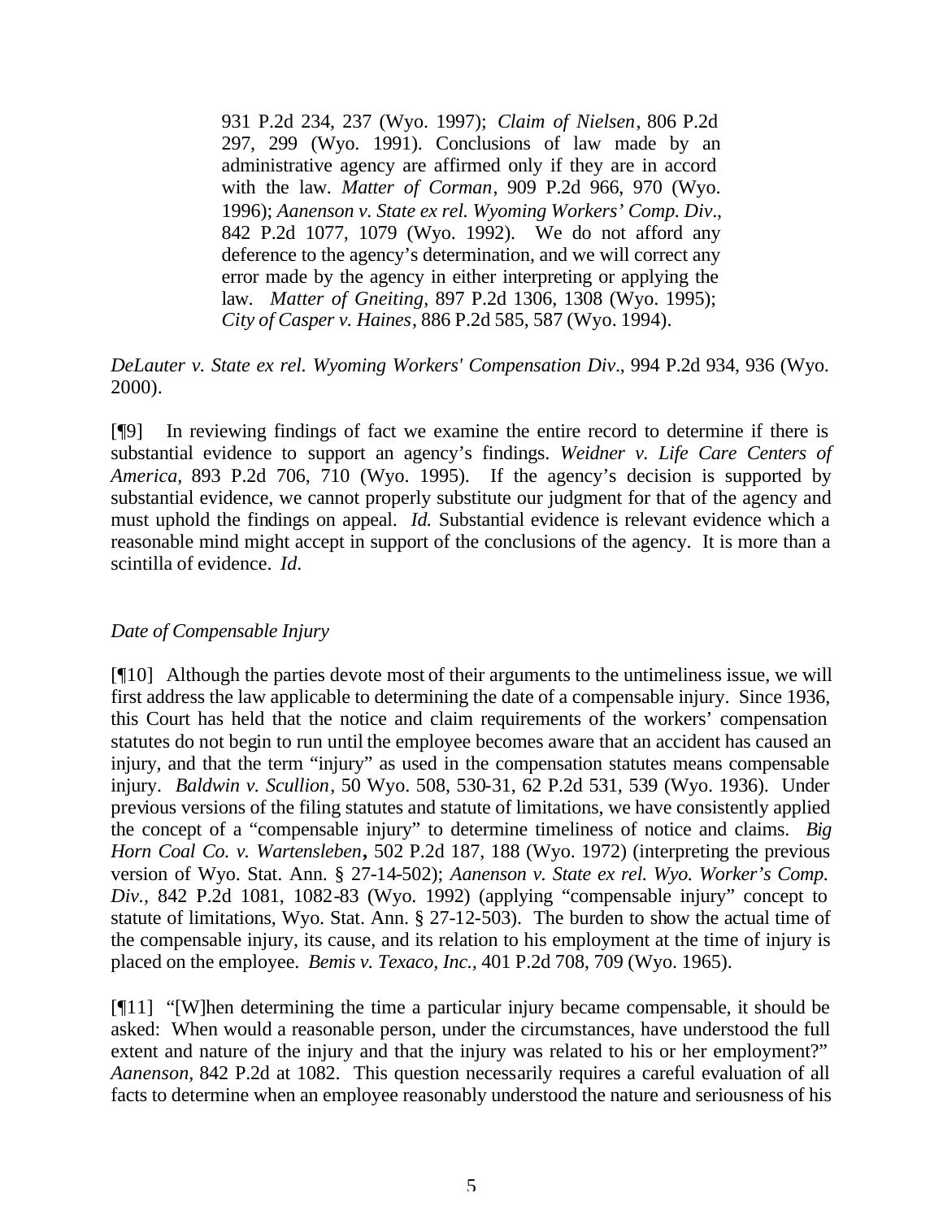> 931 P.2d 234, 237 (Wyo. 1997); *Claim of Nielsen*, 806 P.2d 297, 299 (Wyo. 1991). Conclusions of law made by an administrative agency are affirmed only if they are in accord with the law. *Matter of Corman*, 909 P.2d 966, 970 (Wyo. 1996); *Aanenson v. State ex rel. Wyoming Workers' Comp. Div*., 842 P.2d 1077, 1079 (Wyo. 1992). We do not afford any deference to the agency's determination, and we will correct any error made by the agency in either interpreting or applying the law. *Matter of Gneiting*, 897 P.2d 1306, 1308 (Wyo. 1995); *City of Casper v. Haines*, 886 P.2d 585, 587 (Wyo. 1994).

*DeLauter v. State ex rel. Wyoming Workers' Compensation Div*., 994 P.2d 934, 936 (Wyo. 2000).

[¶9] In reviewing findings of fact we examine the entire record to determine if there is substantial evidence to support an agency's findings. *Weidner v. Life Care Centers of America,* 893 P.2d 706, 710 (Wyo. 1995). If the agency's decision is supported by substantial evidence, we cannot properly substitute our judgment for that of the agency and must uphold the findings on appeal. *Id.* Substantial evidence is relevant evidence which a reasonable mind might accept in support of the conclusions of the agency. It is more than a scintilla of evidence. *Id.*

*Date of Compensable Injury*

[¶10] Although the parties devote most of their arguments to the untimeliness issue, we will first address the law applicable to determining the date of a compensable injury. Since 1936, this Court has held that the notice and claim requirements of the workers' compensation statutes do not begin to run until the employee becomes aware that an accident has caused an injury, and that the term "injury" as used in the compensation statutes means compensable injury. *Baldwin v. Scullion*, 50 Wyo. 508, 530-31, 62 P.2d 531, 539 (Wyo. 1936). Under previous versions of the filing statutes and statute of limitations, we have consistently applied the concept of a "compensable injury" to determine timeliness of notice and claims. *Big Horn Coal Co. v. Wartensleben***,** 502 P.2d 187, 188 (Wyo. 1972) (interpreting the previous version of Wyo. Stat. Ann. § 27-14-502); *Aanenson v. State ex rel. Wyo. Worker's Comp. Div.,* 842 P.2d 1081, 1082-83 (Wyo. 1992) (applying "compensable injury" concept to statute of limitations, Wyo. Stat. Ann. § 27-12-503). The burden to show the actual time of the compensable injury, its cause, and its relation to his employment at the time of injury is placed on the employee. *Bemis v. Texaco, Inc.,* 401 P.2d 708, 709 (Wyo. 1965).

[¶11] "[W]hen determining the time a particular injury became compensable, it should be asked: When would a reasonable person, under the circumstances, have understood the full extent and nature of the injury and that the injury was related to his or her employment?" *Aanenson,* 842 P.2d at 1082. This question necessarily requires a careful evaluation of all facts to determine when an employee reasonably understood the nature and seriousness of his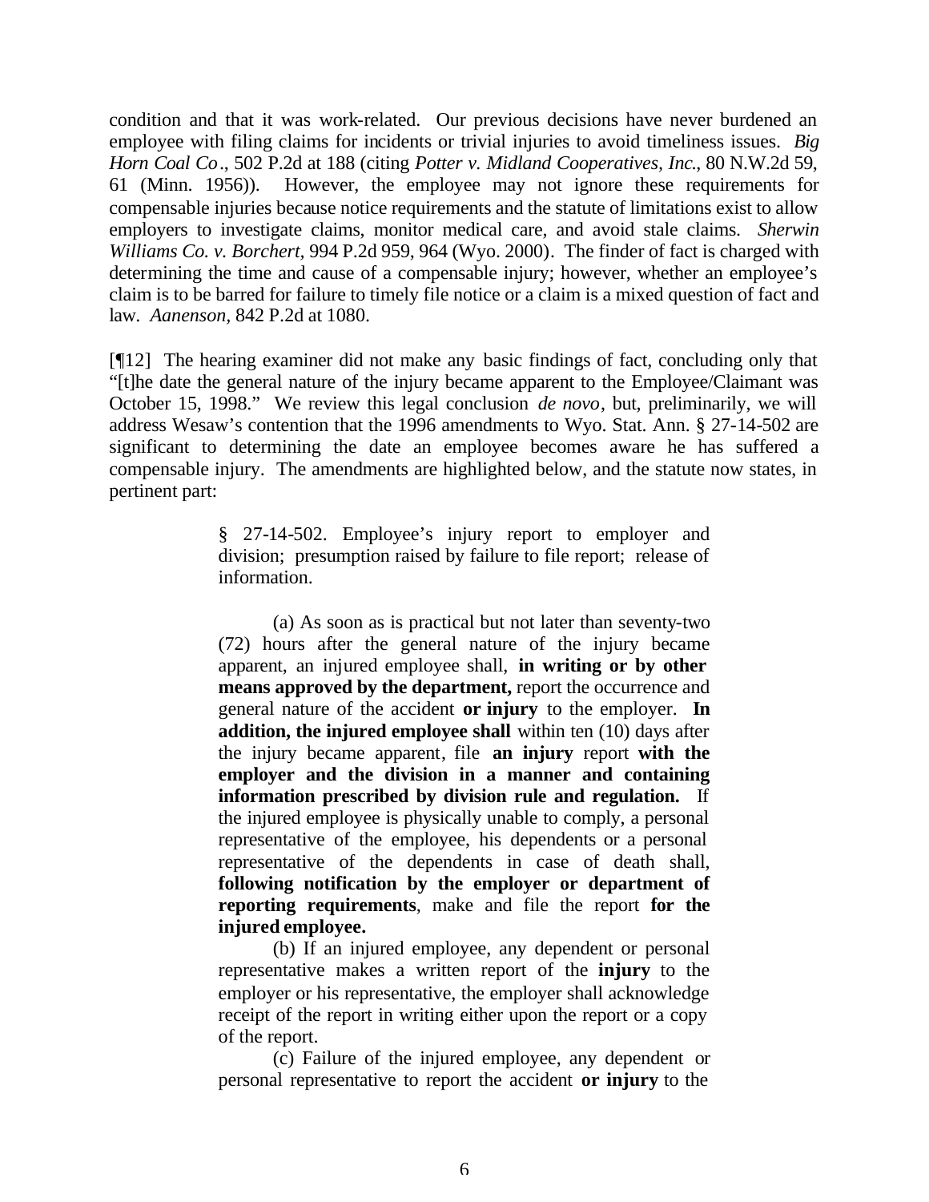condition and that it was work-related. Our previous decisions have never burdened an employee with filing claims for incidents or trivial injuries to avoid timeliness issues. *Big Horn Coal Co*., 502 P.2d at 188 (citing *Potter v. Midland Cooperatives, Inc*., 80 N.W.2d 59, 61 (Minn. 1956)). However, the employee may not ignore these requirements for compensable injuries because notice requirements and the statute of limitations exist to allow employers to investigate claims, monitor medical care, and avoid stale claims. *Sherwin Williams Co. v. Borchert*, 994 P.2d 959, 964 (Wyo. 2000). The finder of fact is charged with determining the time and cause of a compensable injury; however, whether an employee's claim is to be barred for failure to timely file notice or a claim is a mixed question of fact and law. *Aanenson*, 842 P.2d at 1080.

[¶12] The hearing examiner did not make any basic findings of fact, concluding only that "[t]he date the general nature of the injury became apparent to the Employee/Claimant was October 15, 1998." We review this legal conclusion *de novo*, but, preliminarily, we will address Wesaw's contention that the 1996 amendments to Wyo. Stat. Ann. § 27-14-502 are significant to determining the date an employee becomes aware he has suffered a compensable injury. The amendments are highlighted below, and the statute now states, in pertinent part:

> § 27-14-502. Employee's injury report to employer and division; presumption raised by failure to file report; release of information.
>
> (a) As soon as is practical but not later than seventy-two (72) hours after the general nature of the injury became apparent, an injured employee shall, **in writing or by other means approved by the department,** report the occurrence and general nature of the accident **or injury** to the employer. **In addition, the injured employee shall** within ten (10) days after the injury became apparent, file **an injury** report **with the employer and the division in a manner and containing information prescribed by division rule and regulation.** If the injured employee is physically unable to comply, a personal representative of the employee, his dependents or a personal representative of the dependents in case of death shall, **following notification by the employer or department of reporting requirements**, make and file the report **for the injured employee.**
>
> (b) If an injured employee, any dependent or personal representative makes a written report of the **injury** to the employer or his representative, the employer shall acknowledge receipt of the report in writing either upon the report or a copy of the report.
>
> (c) Failure of the injured employee, any dependent or personal representative to report the accident **or injury** to the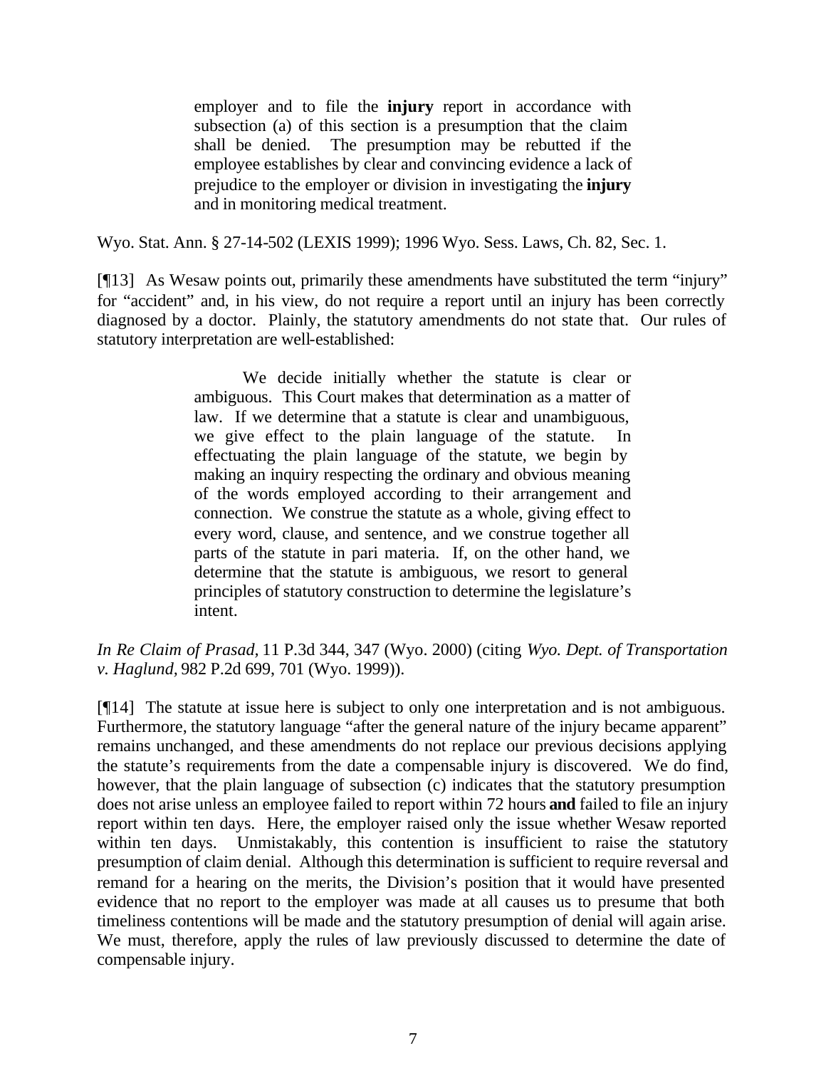> employer and to file the **injury** report in accordance with subsection (a) of this section is a presumption that the claim shall be denied. The presumption may be rebutted if the employee establishes by clear and convincing evidence a lack of prejudice to the employer or division in investigating the **injury** and in monitoring medical treatment.

Wyo. Stat. Ann. § 27-14-502 (LEXIS 1999); 1996 Wyo. Sess. Laws, Ch. 82, Sec. 1.

[¶13] As Wesaw points out, primarily these amendments have substituted the term "injury" for "accident" and, in his view, do not require a report until an injury has been correctly diagnosed by a doctor. Plainly, the statutory amendments do not state that. Our rules of statutory interpretation are well-established:

> We decide initially whether the statute is clear or ambiguous. This Court makes that determination as a matter of law. If we determine that a statute is clear and unambiguous, we give effect to the plain language of the statute. In effectuating the plain language of the statute, we begin by making an inquiry respecting the ordinary and obvious meaning of the words employed according to their arrangement and connection. We construe the statute as a whole, giving effect to every word, clause, and sentence, and we construe together all parts of the statute in pari materia. If, on the other hand, we determine that the statute is ambiguous, we resort to general principles of statutory construction to determine the legislature's intent.

*In Re Claim of Prasad*, 11 P.3d 344, 347 (Wyo. 2000) (citing *Wyo. Dept. of Transportation v. Haglund*, 982 P.2d 699, 701 (Wyo. 1999)).

[¶14] The statute at issue here is subject to only one interpretation and is not ambiguous. Furthermore, the statutory language "after the general nature of the injury became apparent" remains unchanged, and these amendments do not replace our previous decisions applying the statute's requirements from the date a compensable injury is discovered. We do find, however, that the plain language of subsection (c) indicates that the statutory presumption does not arise unless an employee failed to report within 72 hours **and** failed to file an injury report within ten days. Here, the employer raised only the issue whether Wesaw reported within ten days. Unmistakably, this contention is insufficient to raise the statutory presumption of claim denial. Although this determination is sufficient to require reversal and remand for a hearing on the merits, the Division's position that it would have presented evidence that no report to the employer was made at all causes us to presume that both timeliness contentions will be made and the statutory presumption of denial will again arise. We must, therefore, apply the rules of law previously discussed to determine the date of compensable injury.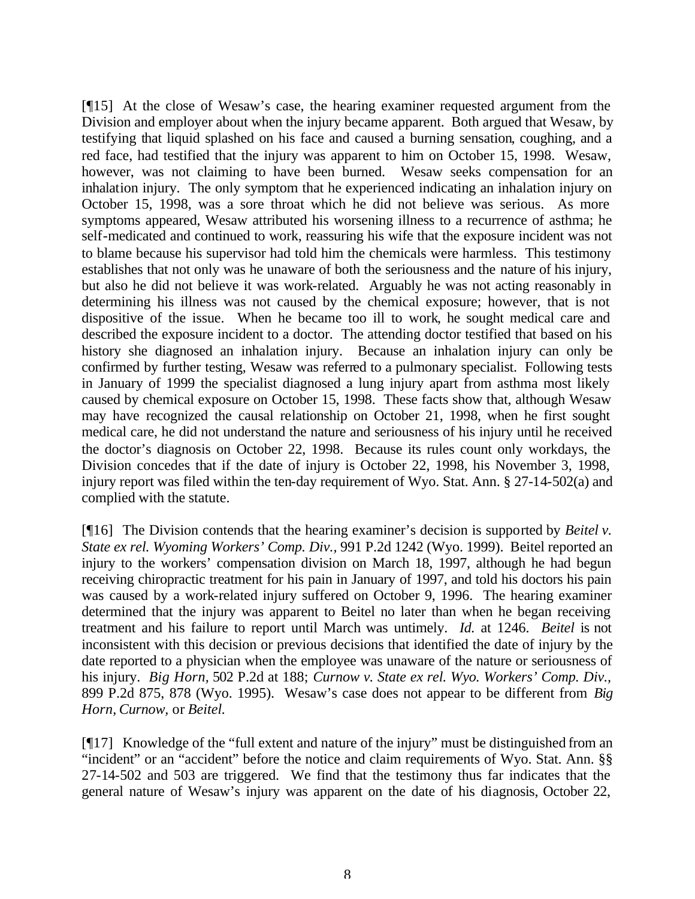[¶15] At the close of Wesaw's case, the hearing examiner requested argument from the Division and employer about when the injury became apparent. Both argued that Wesaw, by testifying that liquid splashed on his face and caused a burning sensation, coughing, and a red face, had testified that the injury was apparent to him on October 15, 1998. Wesaw, however, was not claiming to have been burned. Wesaw seeks compensation for an inhalation injury. The only symptom that he experienced indicating an inhalation injury on October 15, 1998, was a sore throat which he did not believe was serious. As more symptoms appeared, Wesaw attributed his worsening illness to a recurrence of asthma; he self-medicated and continued to work, reassuring his wife that the exposure incident was not to blame because his supervisor had told him the chemicals were harmless. This testimony establishes that not only was he unaware of both the seriousness and the nature of his injury, but also he did not believe it was work-related. Arguably he was not acting reasonably in determining his illness was not caused by the chemical exposure; however, that is not dispositive of the issue. When he became too ill to work, he sought medical care and described the exposure incident to a doctor. The attending doctor testified that based on his history she diagnosed an inhalation injury. Because an inhalation injury can only be confirmed by further testing, Wesaw was referred to a pulmonary specialist. Following tests in January of 1999 the specialist diagnosed a lung injury apart from asthma most likely caused by chemical exposure on October 15, 1998. These facts show that, although Wesaw may have recognized the causal relationship on October 21, 1998, when he first sought medical care, he did not understand the nature and seriousness of his injury until he received the doctor's diagnosis on October 22, 1998. Because its rules count only workdays, the Division concedes that if the date of injury is October 22, 1998, his November 3, 1998, injury report was filed within the ten-day requirement of Wyo. Stat. Ann. § 27-14-502(a) and complied with the statute.

[¶16] The Division contends that the hearing examiner's decision is supported by *Beitel v. State ex rel. Wyoming Workers' Comp. Div.*, 991 P.2d 1242 (Wyo. 1999). Beitel reported an injury to the workers' compensation division on March 18, 1997, although he had begun receiving chiropractic treatment for his pain in January of 1997, and told his doctors his pain was caused by a work-related injury suffered on October 9, 1996. The hearing examiner determined that the injury was apparent to Beitel no later than when he began receiving treatment and his failure to report until March was untimely. *Id.* at 1246. *Beitel* is not inconsistent with this decision or previous decisions that identified the date of injury by the date reported to a physician when the employee was unaware of the nature or seriousness of his injury. *Big Horn*, 502 P.2d at 188; *Curnow v. State ex rel. Wyo. Workers' Comp. Div.*, 899 P.2d 875, 878 (Wyo. 1995). Wesaw's case does not appear to be different from *Big Horn*, *Curnow*, or *Beitel*.

[¶17] Knowledge of the "full extent and nature of the injury" must be distinguished from an "incident" or an "accident" before the notice and claim requirements of Wyo. Stat. Ann. §§ 27-14-502 and 503 are triggered. We find that the testimony thus far indicates that the general nature of Wesaw's injury was apparent on the date of his diagnosis, October 22,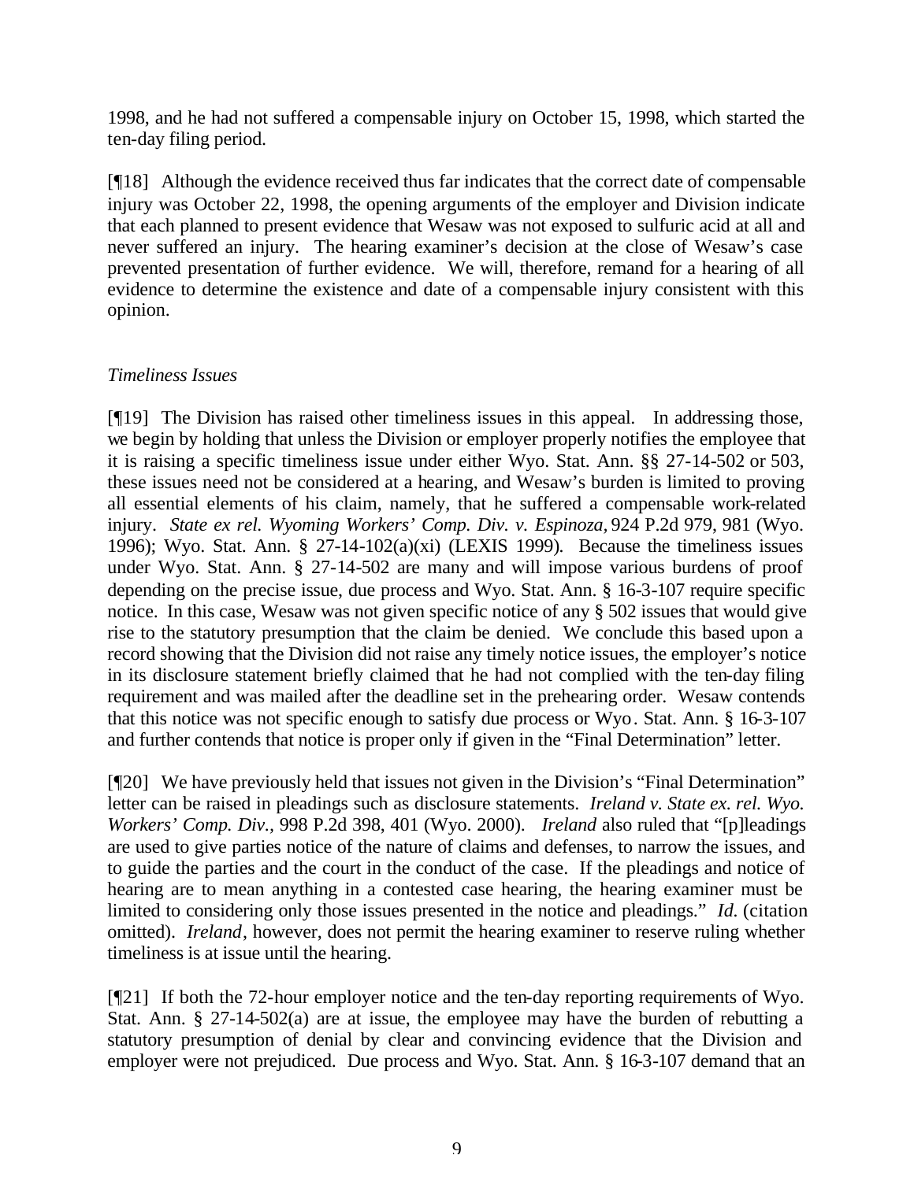1998, and he had not suffered a compensable injury on October 15, 1998, which started the ten-day filing period.

[¶18] Although the evidence received thus far indicates that the correct date of compensable injury was October 22, 1998, the opening arguments of the employer and Division indicate that each planned to present evidence that Wesaw was not exposed to sulfuric acid at all and never suffered an injury. The hearing examiner's decision at the close of Wesaw's case prevented presentation of further evidence. We will, therefore, remand for a hearing of all evidence to determine the existence and date of a compensable injury consistent with this opinion.

*Timeliness Issues*

[¶19] The Division has raised other timeliness issues in this appeal. In addressing those, we begin by holding that unless the Division or employer properly notifies the employee that it is raising a specific timeliness issue under either Wyo. Stat. Ann. §§ 27-14-502 or 503, these issues need not be considered at a hearing, and Wesaw's burden is limited to proving all essential elements of his claim, namely, that he suffered a compensable work-related injury. *State ex rel. Wyoming Workers' Comp. Div. v. Espinoza*, 924 P.2d 979, 981 (Wyo. 1996); Wyo. Stat. Ann. § 27-14-102(a)(xi) (LEXIS 1999). Because the timeliness issues under Wyo. Stat. Ann. § 27-14-502 are many and will impose various burdens of proof depending on the precise issue, due process and Wyo. Stat. Ann. § 16-3-107 require specific notice. In this case, Wesaw was not given specific notice of any § 502 issues that would give rise to the statutory presumption that the claim be denied. We conclude this based upon a record showing that the Division did not raise any timely notice issues, the employer's notice in its disclosure statement briefly claimed that he had not complied with the ten-day filing requirement and was mailed after the deadline set in the prehearing order. Wesaw contends that this notice was not specific enough to satisfy due process or Wyo. Stat. Ann. § 16-3-107 and further contends that notice is proper only if given in the "Final Determination" letter.

[¶20] We have previously held that issues not given in the Division's "Final Determination" letter can be raised in pleadings such as disclosure statements. *Ireland v. State ex rel. Wyo. Workers' Comp. Div.*, 998 P.2d 398, 401 (Wyo. 2000). *Ireland* also ruled that "[p]leadings are used to give parties notice of the nature of claims and defenses, to narrow the issues, and to guide the parties and the court in the conduct of the case. If the pleadings and notice of hearing are to mean anything in a contested case hearing, the hearing examiner must be limited to considering only those issues presented in the notice and pleadings." *Id.* (citation omitted). *Ireland*, however, does not permit the hearing examiner to reserve ruling whether timeliness is at issue until the hearing.

[¶21] If both the 72-hour employer notice and the ten-day reporting requirements of Wyo. Stat. Ann. § 27-14-502(a) are at issue, the employee may have the burden of rebutting a statutory presumption of denial by clear and convincing evidence that the Division and employer were not prejudiced. Due process and Wyo. Stat. Ann. § 16-3-107 demand that an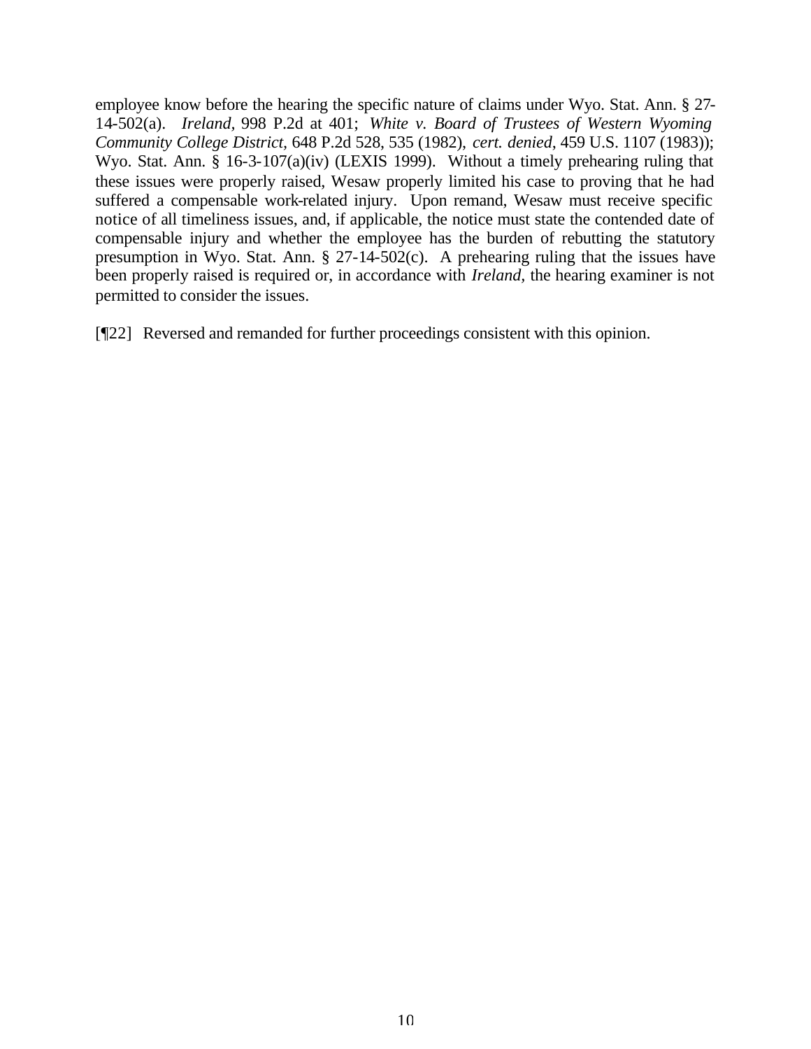employee know before the hearing the specific nature of claims under Wyo. Stat. Ann. § 27-14-502(a). *Ireland*, 998 P.2d at 401; *White v. Board of Trustees of Western Wyoming Community College District*, 648 P.2d 528, 535 (1982), *cert. denied*, 459 U.S. 1107 (1983)); Wyo. Stat. Ann. § 16-3-107(a)(iv) (LEXIS 1999). Without a timely prehearing ruling that these issues were properly raised, Wesaw properly limited his case to proving that he had suffered a compensable work-related injury. Upon remand, Wesaw must receive specific notice of all timeliness issues, and, if applicable, the notice must state the contended date of compensable injury and whether the employee has the burden of rebutting the statutory presumption in Wyo. Stat. Ann. § 27-14-502(c). A prehearing ruling that the issues have been properly raised is required or, in accordance with *Ireland*, the hearing examiner is not permitted to consider the issues.

[¶22] Reversed and remanded for further proceedings consistent with this opinion.